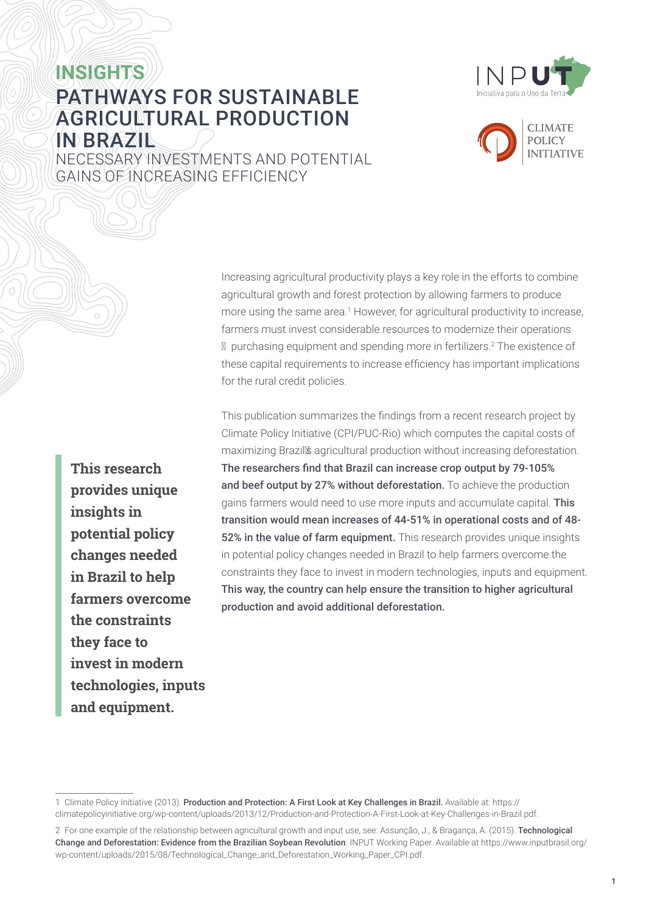**INSIGHTS**

# PATHWAYS FOR SUSTAINABLE AGRICULTURAL PRODUCTION IN BRAZIL

## NECESSARY INVESTMENTS AND POTENTIAL GAINS OF INCREASING EFFICIENCY

INPUT – Iniciativa para o Uso da Terra

CLIMATE POLICY INITIATIVE

Increasing agricultural productivity plays a key role in the efforts to combine agricultural growth and forest protection by allowing farmers to produce more using the same area.[1] However, for agricultural productivity to increase, farmers must invest considerable resources to modernize their operations – purchasing equipment and spending more in fertilizers.[2] The existence of these capital requirements to increase efficiency has important implications for the rural credit policies.

This publication summarizes the findings from a recent research project by Climate Policy Initiative (CPI/PUC-Rio) which computes the capital costs of maximizing Brazil's agricultural production without increasing deforestation. **The researchers find that Brazil can increase crop output by 79-105% and beef output by 27% without deforestation.** To achieve the production gains farmers would need to use more inputs and accumulate capital. **This transition would mean increases of 44-51% in operational costs and of 48-52% in the value of farm equipment.** This research provides unique insights in potential policy changes needed in Brazil to help farmers overcome the constraints they face to invest in modern technologies, inputs and equipment. **This way, the country can help ensure the transition to higher agricultural production and avoid additional deforestation.**

> **This research provides unique insights in potential policy changes needed in Brazil to help farmers overcome the constraints they face to invest in modern technologies, inputs and equipment.**

---

1 Climate Policy Initiative (2013). **Production and Protection: A First Look at Key Challenges in Brazil.** Available at: https://climatepolicyinitiative.org/wp-content/uploads/2013/12/Production-and-Protection-A-First-Look-at-Key-Challenges-in-Brazil.pdf.

2 For one example of the relationship between agricultural growth and input use, see: Assunção, J., & Bragança, A. (2015). **Technological Change and Deforestation: Evidence from the Brazilian Soybean Revolution**. INPUT Working Paper. Available at https://www.inputbrasil.org/wp-content/uploads/2015/08/Technological_Change_and_Deforestation_Working_Paper_CPI.pdf.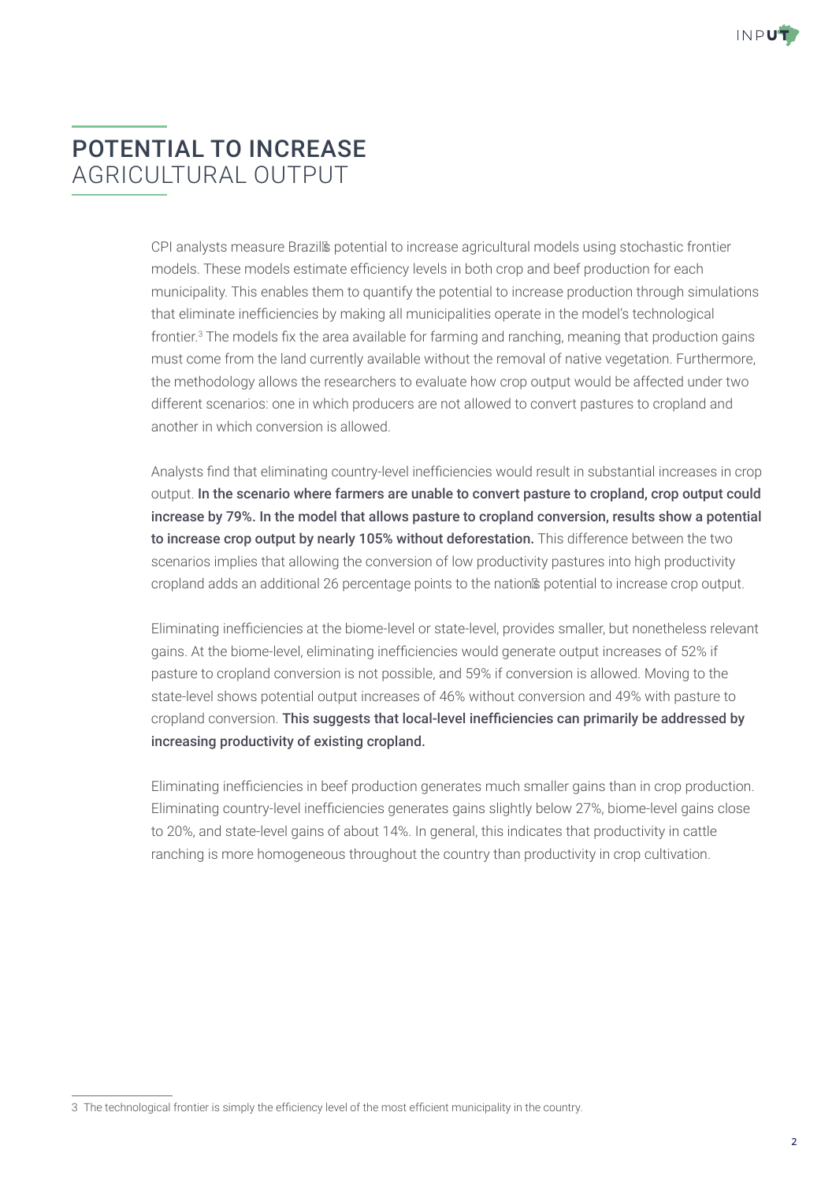## POTENTIAL TO INCREASE AGRICULTURAL OUTPUT

CPI analysts measure Brazil's potential to increase agricultural models using stochastic frontier models. These models estimate efficiency levels in both crop and beef production for each municipality. This enables them to quantify the potential to increase production through simulations that eliminate inefficiencies by making all municipalities operate in the model's technological frontier.[3] The models fix the area available for farming and ranching, meaning that production gains must come from the land currently available without the removal of native vegetation. Furthermore, the methodology allows the researchers to evaluate how crop output would be affected under two different scenarios: one in which producers are not allowed to convert pastures to cropland and another in which conversion is allowed.

Analysts find that eliminating country-level inefficiencies would result in substantial increases in crop output. **In the scenario where farmers are unable to convert pasture to cropland, crop output could increase by 79%. In the model that allows pasture to cropland conversion, results show a potential to increase crop output by nearly 105% without deforestation.** This difference between the two scenarios implies that allowing the conversion of low productivity pastures into high productivity cropland adds an additional 26 percentage points to the nation's potential to increase crop output.

Eliminating inefficiencies at the biome-level or state-level, provides smaller, but nonetheless relevant gains. At the biome-level, eliminating inefficiencies would generate output increases of 52% if pasture to cropland conversion is not possible, and 59% if conversion is allowed. Moving to the state-level shows potential output increases of 46% without conversion and 49% with pasture to cropland conversion. **This suggests that local-level inefficiencies can primarily be addressed by increasing productivity of existing cropland.**

Eliminating inefficiencies in beef production generates much smaller gains than in crop production. Eliminating country-level inefficiencies generates gains slightly below 27%, biome-level gains close to 20%, and state-level gains of about 14%. In general, this indicates that productivity in cattle ranching is more homogeneous throughout the country than productivity in crop cultivation.

---

3 The technological frontier is simply the efficiency level of the most efficient municipality in the country.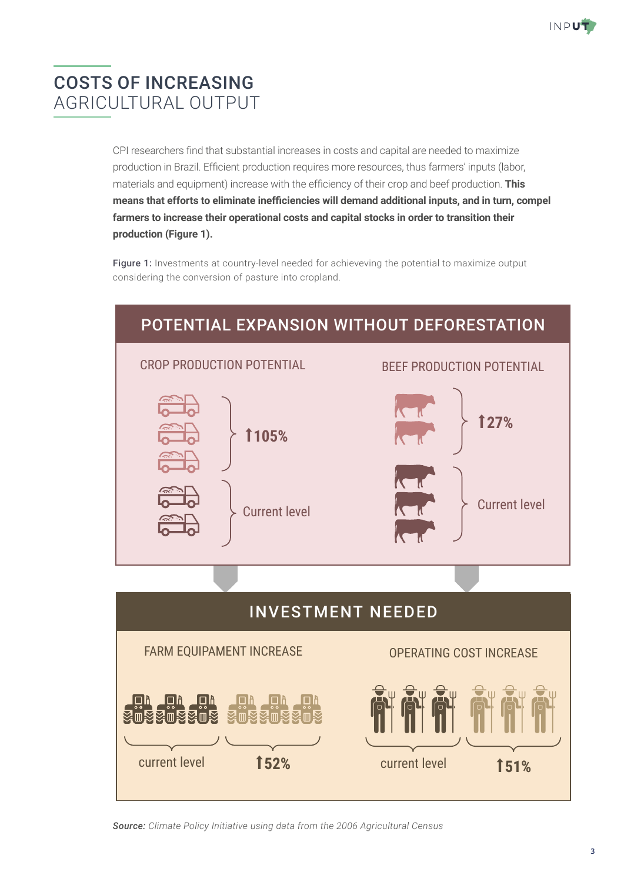# COSTS OF INCREASING AGRICULTURAL OUTPUT

CPI researchers find that substantial increases in costs and capital are needed to maximize production in Brazil. Efficient production requires more resources, thus farmers' inputs (labor, materials and equipment) increase with the efficiency of their crop and beef production. **This means that efforts to eliminate inefficiencies will demand additional inputs, and in turn, compel farmers to increase their operational costs and capital stocks in order to transition their production (Figure 1).**

**Figure 1:** Investments at country-level needed for achieveving the potential to maximize output considering the conversion of pasture into cropland.

## POTENTIAL EXPANSION WITHOUT DEFORESTATION

CROP PRODUCTION POTENTIAL

- ↑105%
- Current level

BEEF PRODUCTION POTENTIAL

- ↑27%
- Current level

## INVESTMENT NEEDED

FARM EQUIPAMENT INCREASE

- current level
- ↑52%

OPERATING COST INCREASE

- current level
- ↑51%

*Source: Climate Policy Initiative using data from the 2006 Agricultural Census*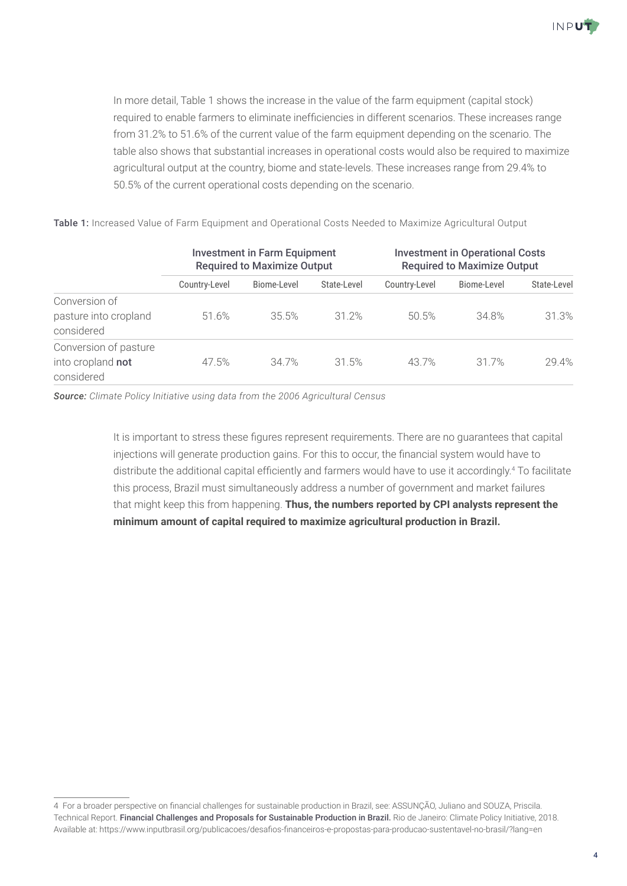In more detail, Table 1 shows the increase in the value of the farm equipment (capital stock) required to enable farmers to eliminate inefficiencies in different scenarios. These increases range from 31.2% to 51.6% of the current value of the farm equipment depending on the scenario. The table also shows that substantial increases in operational costs would also be required to maximize agricultural output at the country, biome and state-levels. These increases range from 29.4% to 50.5% of the current operational costs depending on the scenario.

**Table 1:** Increased Value of Farm Equipment and Operational Costs Needed to Maximize Agricultural Output

| | Investment in Farm Equipment Required to Maximize Output | | | Investment in Operational Costs Required to Maximize Output | | |
|---|---|---|---|---|---|---|
| | Country-Level | Biome-Level | State-Level | Country-Level | Biome-Level | State-Level |
| Conversion of pasture into cropland considered | 51.6% | 35.5% | 31.2% | 50.5% | 34.8% | 31.3% |
| Conversion of pasture into cropland **not** considered | 47.5% | 34.7% | 31.5% | 43.7% | 31.7% | 29.4% |

***Source:*** *Climate Policy Initiative using data from the 2006 Agricultural Census*

It is important to stress these figures represent requirements. There are no guarantees that capital injections will generate production gains. For this to occur, the financial system would have to distribute the additional capital efficiently and farmers would have to use it accordingly.[4] To facilitate this process, Brazil must simultaneously address a number of government and market failures that might keep this from happening. **Thus, the numbers reported by CPI analysts represent the minimum amount of capital required to maximize agricultural production in Brazil.**

---

4 For a broader perspective on financial challenges for sustainable production in Brazil, see: ASSUNÇÃO, Juliano and SOUZA, Priscila. Technical Report. **Financial Challenges and Proposals for Sustainable Production in Brazil.** Rio de Janeiro: Climate Policy Initiative, 2018. Available at: https://www.inputbrasil.org/publicacoes/desafios-financeiros-e-propostas-para-producao-sustentavel-no-brasil/?lang=en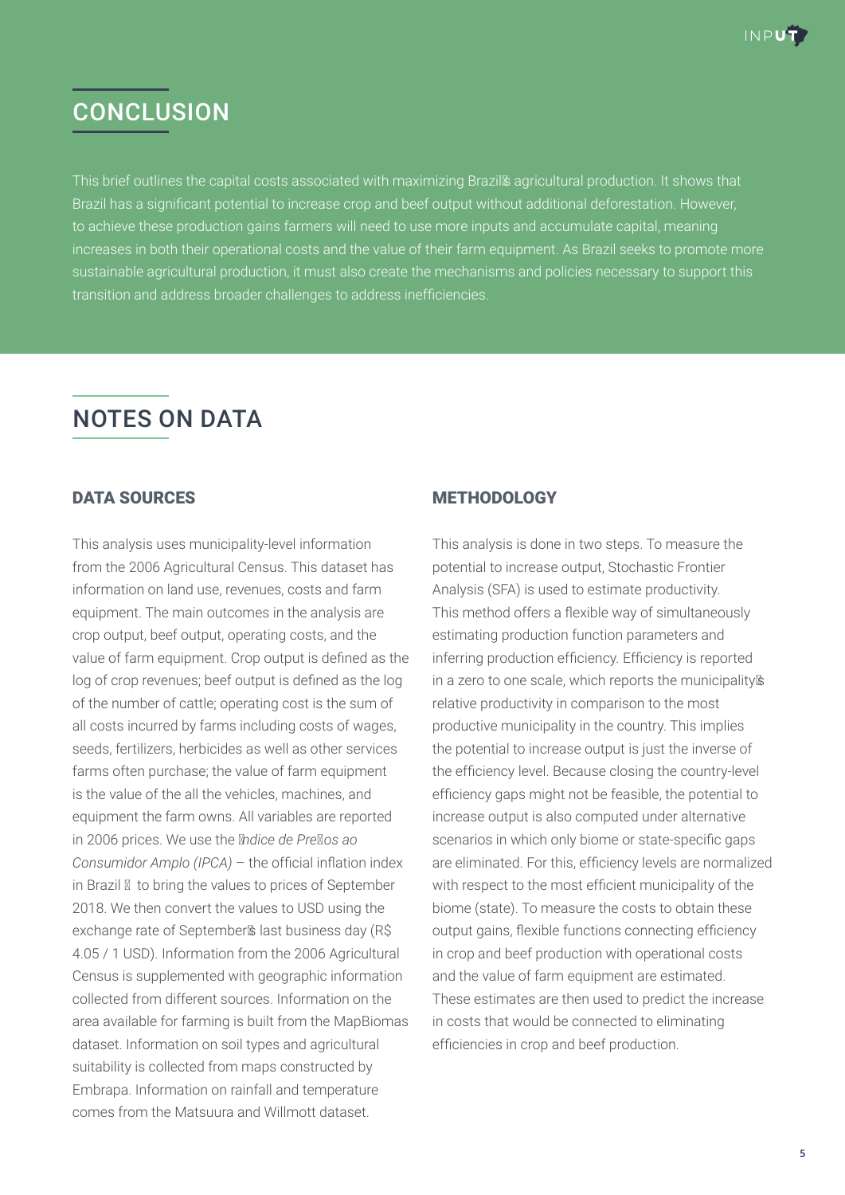## CONCLUSION

This brief outlines the capital costs associated with maximizing Brazil's agricultural production. It shows that Brazil has a significant potential to increase crop and beef output without additional deforestation. However, to achieve these production gains farmers will need to use more inputs and accumulate capital, meaning increases in both their operational costs and the value of their farm equipment. As Brazil seeks to promote more sustainable agricultural production, it must also create the mechanisms and policies necessary to support this transition and address broader challenges to address inefficiencies.

## NOTES ON DATA

### DATA SOURCES

This analysis uses municipality-level information from the 2006 Agricultural Census. This dataset has information on land use, revenues, costs and farm equipment. The main outcomes in the analysis are crop output, beef output, operating costs, and the value of farm equipment. Crop output is defined as the log of crop revenues; beef output is defined as the log of the number of cattle; operating cost is the sum of all costs incurred by farms including costs of wages, seeds, fertilizers, herbicides as well as other services farms often purchase; the value of farm equipment is the value of the all the vehicles, machines, and equipment the farm owns. All variables are reported in 2006 prices. We use the *Índice de Preços ao Consumidor Amplo (IPCA)* – the official inflation index in Brazil – to bring the values to prices of September 2018. We then convert the values to USD using the exchange rate of September's last business day (R$ 4.05 / 1 USD). Information from the 2006 Agricultural Census is supplemented with geographic information collected from different sources. Information on the area available for farming is built from the MapBiomas dataset. Information on soil types and agricultural suitability is collected from maps constructed by Embrapa. Information on rainfall and temperature comes from the Matsuura and Willmott dataset.

### METHODOLOGY

This analysis is done in two steps. To measure the potential to increase output, Stochastic Frontier Analysis (SFA) is used to estimate productivity. This method offers a flexible way of simultaneously estimating production function parameters and inferring production efficiency. Efficiency is reported in a zero to one scale, which reports the municipality's relative productivity in comparison to the most productive municipality in the country. This implies the potential to increase output is just the inverse of the efficiency level. Because closing the country-level efficiency gaps might not be feasible, the potential to increase output is also computed under alternative scenarios in which only biome or state-specific gaps are eliminated. For this, efficiency levels are normalized with respect to the most efficient municipality of the biome (state). To measure the costs to obtain these output gains, flexible functions connecting efficiency in crop and beef production with operational costs and the value of farm equipment are estimated. These estimates are then used to predict the increase in costs that would be connected to eliminating efficiencies in crop and beef production.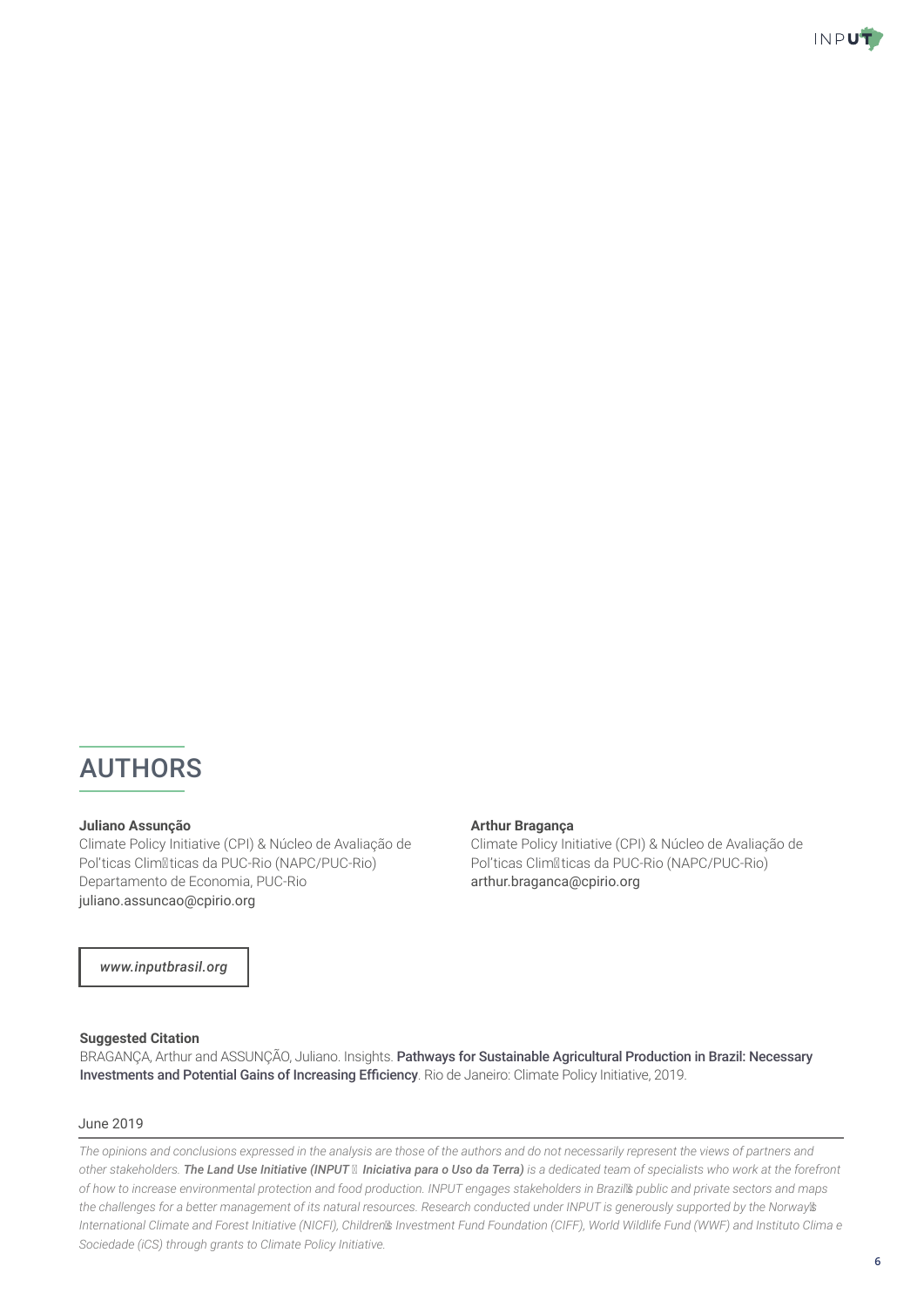## AUTHORS

**Juliano Assunção**
Climate Policy Initiative (CPI) & Núcleo de Avaliação de Pol'ticas Clim​ticas da PUC-Rio (NAPC/PUC-Rio)
Departamento de Economia, PUC-Rio
juliano.assuncao@cpirio.org

**Arthur Bragança**
Climate Policy Initiative (CPI) & Núcleo de Avaliação de Pol'ticas Clim​ticas da PUC-Rio (NAPC/PUC-Rio)
arthur.braganca@cpirio.org

*www.inputbrasil.org*

**Suggested Citation**
BRAGANÇA, Arthur and ASSUNÇÃO, Juliano. Insights. Pathways for Sustainable Agricultural Production in Brazil: Necessary Investments and Potential Gains of Increasing Efficiency. Rio de Janeiro: Climate Policy Initiative, 2019.

June 2019

*The opinions and conclusions expressed in the analysis are those of the authors and do not necessarily represent the views of partners and other stakeholders.* ***The Land Use Initiative (INPUT – Iniciativa para o Uso da Terra)*** *is a dedicated team of specialists who work at the forefront of how to increase environmental protection and food production. INPUT engages stakeholders in Brazil's public and private sectors and maps the challenges for a better management of its natural resources. Research conducted under INPUT is generously supported by the Norway's International Climate and Forest Initiative (NICFI), Children's Investment Fund Foundation (CIFF), World Wildlife Fund (WWF) and Instituto Clima e Sociedade (iCS) through grants to Climate Policy Initiative.*